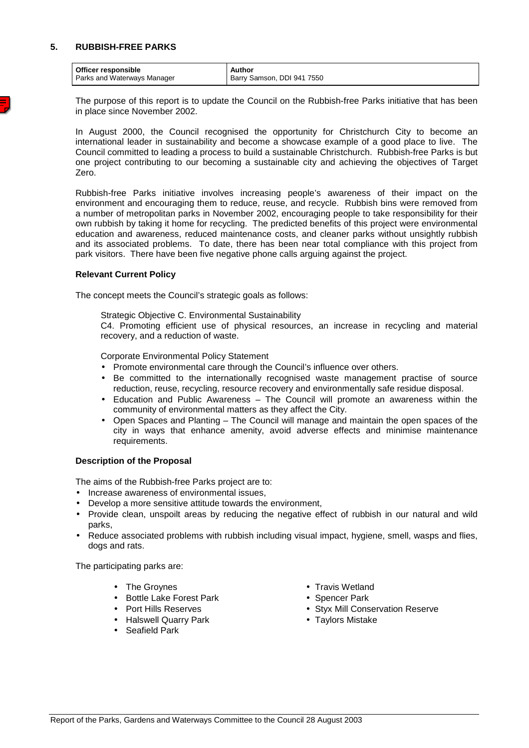## 5. RUBBISH-FREE PARKS

| Officer responsible | Author |
|---|---|
| Parks and Waterways Manager | Barry Samson, DDI 941 7550 |

The purpose of this report is to update the Council on the Rubbish-free Parks initiative that has been in place since November 2002.

In August 2000, the Council recognised the opportunity for Christchurch City to become an international leader in sustainability and become a showcase example of a good place to live. The Council committed to leading a process to build a sustainable Christchurch. Rubbish-free Parks is but one project contributing to our becoming a sustainable city and achieving the objectives of Target Zero.

Rubbish-free Parks initiative involves increasing people's awareness of their impact on the environment and encouraging them to reduce, reuse, and recycle. Rubbish bins were removed from a number of metropolitan parks in November 2002, encouraging people to take responsibility for their own rubbish by taking it home for recycling. The predicted benefits of this project were environmental education and awareness, reduced maintenance costs, and cleaner parks without unsightly rubbish and its associated problems. To date, there has been near total compliance with this project from park visitors. There have been five negative phone calls arguing against the project.

### Relevant Current Policy

The concept meets the Council's strategic goals as follows:

Strategic Objective C. Environmental Sustainability
C4. Promoting efficient use of physical resources, an increase in recycling and material recovery, and a reduction of waste.

Corporate Environmental Policy Statement

- Promote environmental care through the Council's influence over others.
- Be committed to the internationally recognised waste management practise of source reduction, reuse, recycling, resource recovery and environmentally safe residue disposal.
- Education and Public Awareness – The Council will promote an awareness within the community of environmental matters as they affect the City.
- Open Spaces and Planting – The Council will manage and maintain the open spaces of the city in ways that enhance amenity, avoid adverse effects and minimise maintenance requirements.

### Description of the Proposal

The aims of the Rubbish-free Parks project are to:

- Increase awareness of environmental issues,
- Develop a more sensitive attitude towards the environment,
- Provide clean, unspoilt areas by reducing the negative effect of rubbish in our natural and wild parks,
- Reduce associated problems with rubbish including visual impact, hygiene, smell, wasps and flies, dogs and rats.

The participating parks are:

- The Groynes
- Bottle Lake Forest Park
- Port Hills Reserves
- Halswell Quarry Park
- Seafield Park
- Travis Wetland
- Spencer Park
- Styx Mill Conservation Reserve
- Taylors Mistake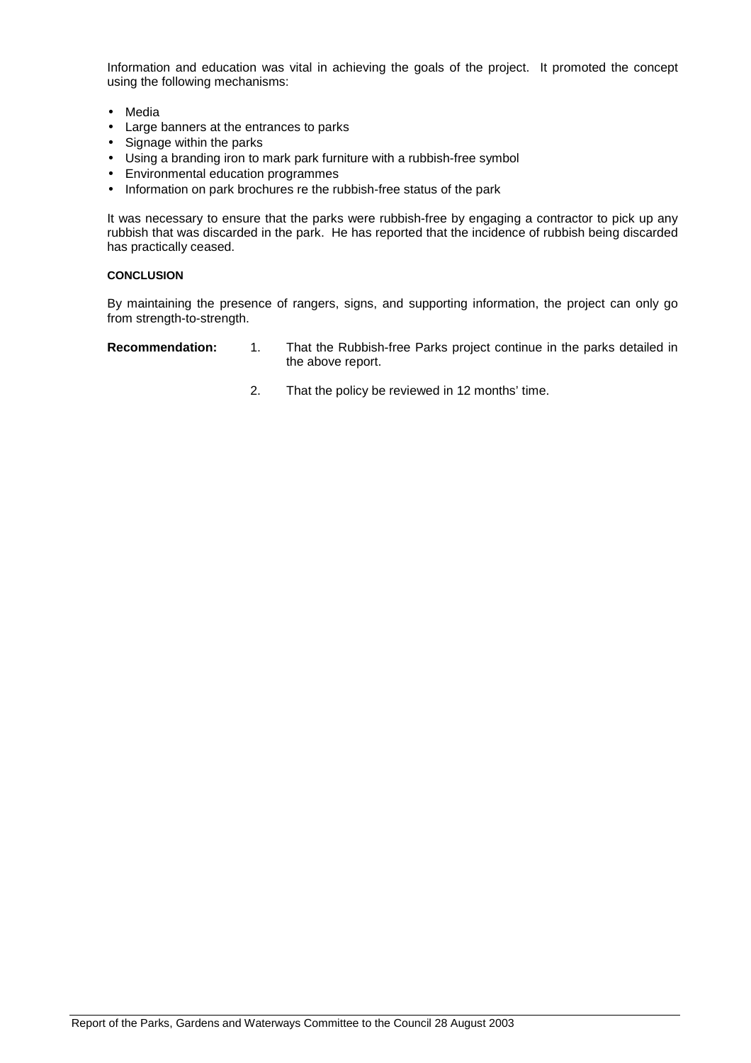Information and education was vital in achieving the goals of the project. It promoted the concept using the following mechanisms:

- Media
- Large banners at the entrances to parks
- Signage within the parks
- Using a branding iron to mark park furniture with a rubbish-free symbol
- Environmental education programmes
- Information on park brochures re the rubbish-free status of the park

It was necessary to ensure that the parks were rubbish-free by engaging a contractor to pick up any rubbish that was discarded in the park. He has reported that the incidence of rubbish being discarded has practically ceased.

**CONCLUSION**

By maintaining the presence of rangers, signs, and supporting information, the project can only go from strength-to-strength.

**Recommendation:**

1. That the Rubbish-free Parks project continue in the parks detailed in the above report.
2. That the policy be reviewed in 12 months' time.